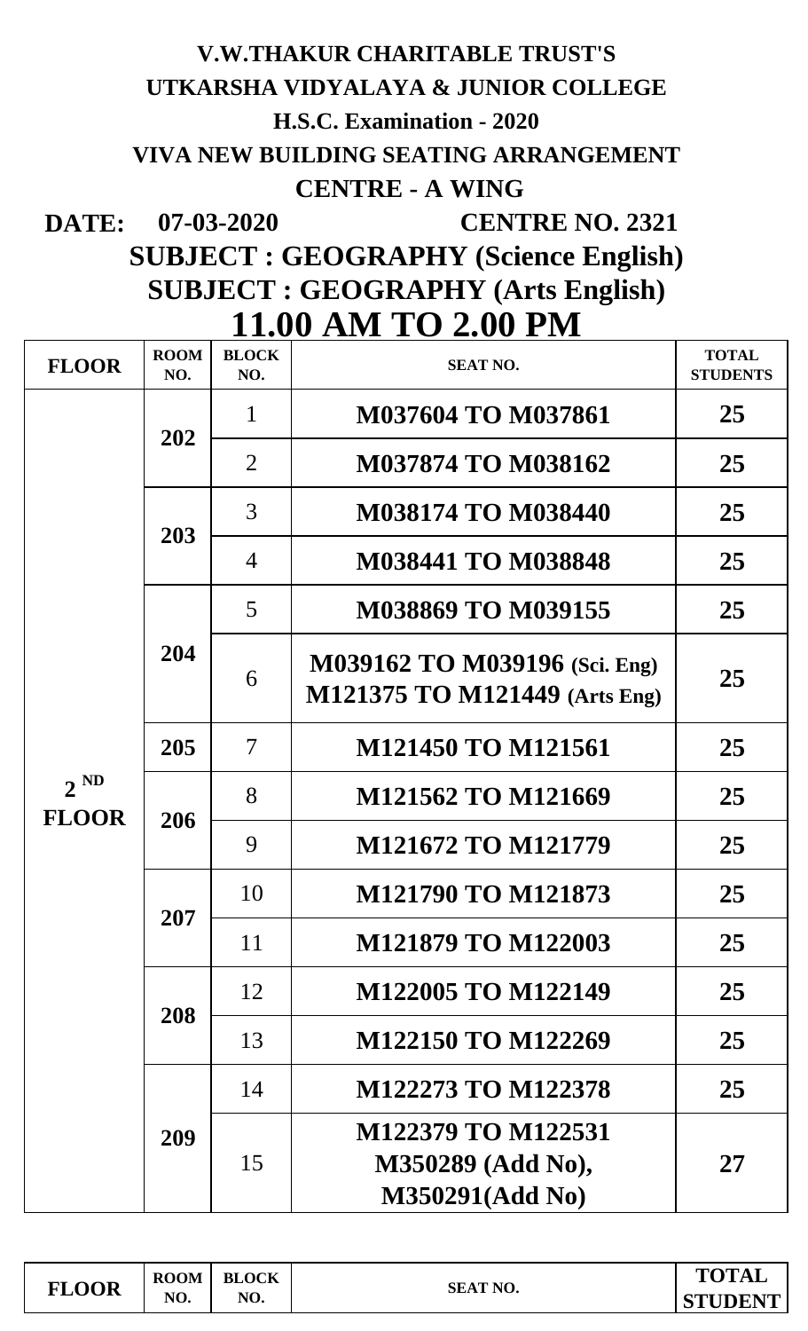# V.W.THAKUR CHARITABLE TRUST'S

## UTKARSHA VIDYALAYA & JUNIOR COLLEGE

### H.S.C. Examination - 2020

### VIVA NEW BUILDING SEATING ARRANGEMENT

### CENTRE - A WING

**DATE: 07-03-2020** **CENTRE NO. 2321**

## SUBJECT : GEOGRAPHY (Science English)

## SUBJECT : GEOGRAPHY (Arts English)

## 11.00 AM TO 2.00 PM

| FLOOR | ROOM NO. | BLOCK NO. | SEAT NO. | TOTAL STUDENTS |
|---|---|---|---|---|
| 2 ND FLOOR | 202 | 1 | M037604 TO M037861 | 25 |
| | | 2 | M037874 TO M038162 | 25 |
| | 203 | 3 | M038174 TO M038440 | 25 |
| | | 4 | M038441 TO M038848 | 25 |
| | 204 | 5 | M038869 TO M039155 | 25 |
| | | 6 | M039162 TO M039196 (Sci. Eng) M121375 TO M121449 (Arts Eng) | 25 |
| | 205 | 7 | M121450 TO M121561 | 25 |
| | 206 | 8 | M121562 TO M121669 | 25 |
| | | 9 | M121672 TO M121779 | 25 |
| | 207 | 10 | M121790 TO M121873 | 25 |
| | | 11 | M121879 TO M122003 | 25 |
| | 208 | 12 | M122005 TO M122149 | 25 |
| | | 13 | M122150 TO M122269 | 25 |
| | 209 | 14 | M122273 TO M122378 | 25 |
| | | 15 | M122379 TO M122531 M350289 (Add No), M350291(Add No) | 27 |

| FLOOR | ROOM NO. | BLOCK NO. | SEAT NO. | TOTAL STUDENT |
|---|---|---|---|---|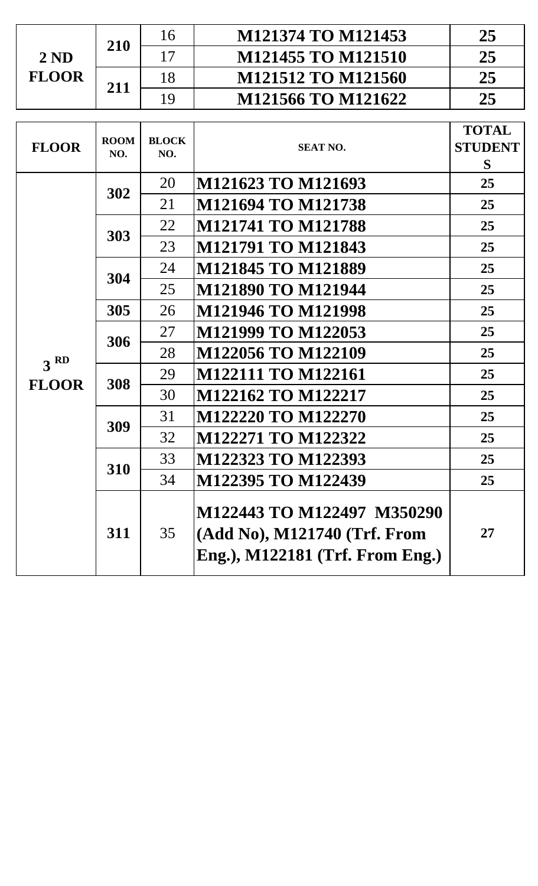| | | | | |
|---|---|---|---|---|
| 2 ND FLOOR | 210 | 16 | M121374 TO M121453 | 25 |
| | | 17 | M121455 TO M121510 | 25 |
| | 211 | 18 | M121512 TO M121560 | 25 |
| | | 19 | M121566 TO M121622 | 25 |

| FLOOR | ROOM NO. | BLOCK NO. | SEAT NO. | TOTAL STUDENTS |
|---|---|---|---|---|
| 3 RD FLOOR | 302 | 20 | M121623 TO M121693 | 25 |
| | | 21 | M121694 TO M121738 | 25 |
| | 303 | 22 | M121741 TO M121788 | 25 |
| | | 23 | M121791 TO M121843 | 25 |
| | 304 | 24 | M121845 TO M121889 | 25 |
| | | 25 | M121890 TO M121944 | 25 |
| | 305 | 26 | M121946 TO M121998 | 25 |
| | 306 | 27 | M121999 TO M122053 | 25 |
| | | 28 | M122056 TO M122109 | 25 |
| | 308 | 29 | M122111 TO M122161 | 25 |
| | | 30 | M122162 TO M122217 | 25 |
| | 309 | 31 | M122220 TO M122270 | 25 |
| | | 32 | M122271 TO M122322 | 25 |
| | 310 | 33 | M122323 TO M122393 | 25 |
| | | 34 | M122395 TO M122439 | 25 |
| | 311 | 35 | M122443 TO M122497 M350290 (Add No), M121740 (Trf. From Eng.), M122181 (Trf. From Eng.) | 27 |